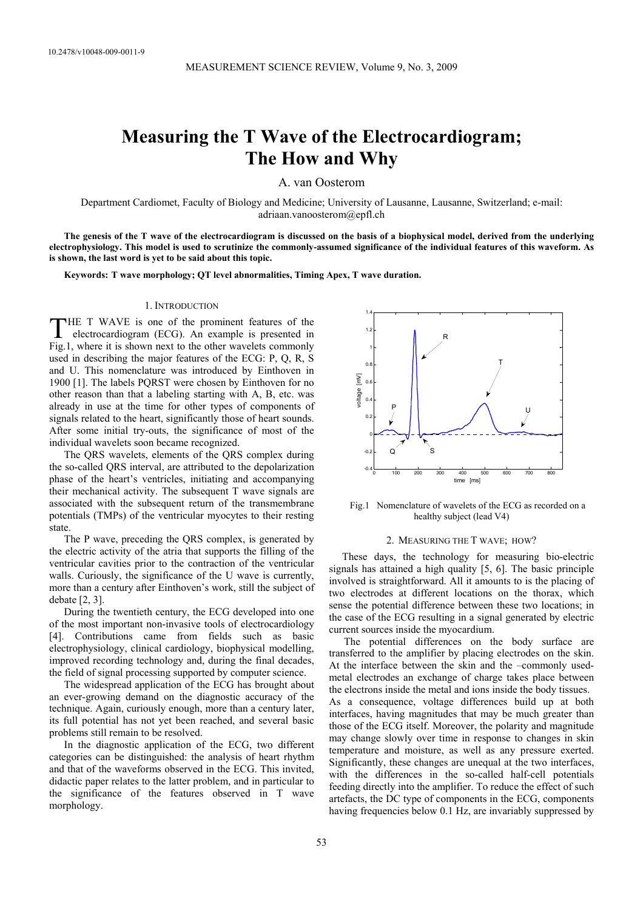10.2478/v10048-009-0011-9

# Measuring the T Wave of the Electrocardiogram; The How and Why

A. van Oosterom

Department Cardiomet, Faculty of Biology and Medicine; University of Lausanne, Lausanne, Switzerland; e-mail: adriaan.vanoosterom@epfl.ch

**The genesis of the T wave of the electrocardiogram is discussed on the basis of a biophysical model, derived from the underlying electrophysiology. This model is used to scrutinize the commonly-assumed significance of the individual features of this waveform. As is shown, the last word is yet to be said about this topic.**

**Keywords: T wave morphology; QT level abnormalities, Timing Apex, T wave duration.**

## 1. Introduction

THE T WAVE is one of the prominent features of the electrocardiogram (ECG). An example is presented in Fig.1, where it is shown next to the other wavelets commonly used in describing the major features of the ECG: P, Q, R, S and U. This nomenclature was introduced by Einthoven in 1900 [1]. The labels PQRST were chosen by Einthoven for no other reason than that a labeling starting with A, B, etc. was already in use at the time for other types of components of signals related to the heart, significantly those of heart sounds. After some initial try-outs, the significance of most of the individual wavelets soon became recognized.

The QRS wavelets, elements of the QRS complex during the so-called QRS interval, are attributed to the depolarization phase of the heart's ventricles, initiating and accompanying their mechanical activity. The subsequent T wave signals are associated with the subsequent return of the transmembrane potentials (TMPs) of the ventricular myocytes to their resting state.

The P wave, preceding the QRS complex, is generated by the electric activity of the atria that supports the filling of the ventricular cavities prior to the contraction of the ventricular walls. Curiously, the significance of the U wave is currently, more than a century after Einthoven's work, still the subject of debate [2, 3].

During the twentieth century, the ECG developed into one of the most important non-invasive tools of electrocardiology [4]. Contributions came from fields such as basic electrophysiology, clinical cardiology, biophysical modelling, improved recording technology and, during the final decades, the field of signal processing supported by computer science.

The widespread application of the ECG has brought about an ever-growing demand on the diagnostic accuracy of the technique. Again, curiously enough, more than a century later, its full potential has not yet been reached, and several basic problems still remain to be resolved.

In the diagnostic application of the ECG, two different categories can be distinguished: the analysis of heart rhythm and that of the waveforms observed in the ECG. This invited, didactic paper relates to the latter problem, and in particular to the significance of the features observed in T wave morphology.

Fig.1 Nomenclature of wavelets of the ECG as recorded on a healthy subject (lead V4)

## 2. Measuring the T wave; how?

These days, the technology for measuring bio-electric signals has attained a high quality [5, 6]. The basic principle involved is straightforward. All it amounts to is the placing of two electrodes at different locations on the thorax, which sense the potential difference between these two locations; in the case of the ECG resulting in a signal generated by electric current sources inside the myocardium.

The potential differences on the body surface are transferred to the amplifier by placing electrodes on the skin. At the interface between the skin and the –commonly used- metal electrodes an exchange of charge takes place between the electrons inside the metal and ions inside the body tissues. As a consequence, voltage differences build up at both interfaces, having magnitudes that may be much greater than those of the ECG itself. Moreover, the polarity and magnitude may change slowly over time in response to changes in skin temperature and moisture, as well as any pressure exerted. Significantly, these changes are unequal at the two interfaces, with the differences in the so-called half-cell potentials feeding directly into the amplifier. To reduce the effect of such artefacts, the DC type of components in the ECG, components having frequencies below 0.1 Hz, are invariably suppressed by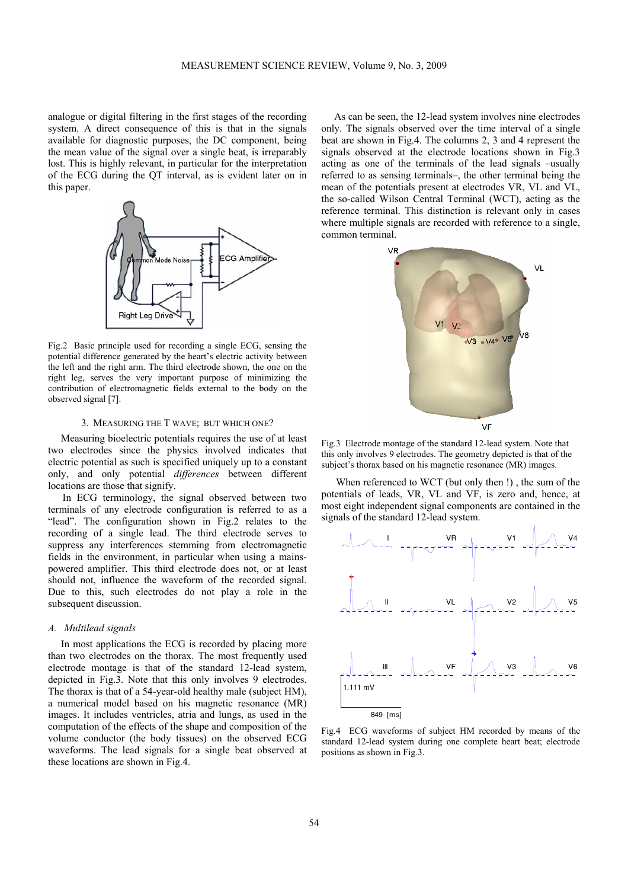analogue or digital filtering in the first stages of the recording system. A direct consequence of this is that in the signals available for diagnostic purposes, the DC component, being the mean value of the signal over a single beat, is irreparably lost. This is highly relevant, in particular for the interpretation of the ECG during the QT interval, as is evident later on in this paper.

Fig.2 Basic principle used for recording a single ECG, sensing the potential difference generated by the heart's electric activity between the left and the right arm. The third electrode shown, the one on the right leg, serves the very important purpose of minimizing the contribution of electromagnetic fields external to the body on the observed signal [7].

## 3. MEASURING THE T WAVE; BUT WHICH ONE?

Measuring bioelectric potentials requires the use of at least two electrodes since the physics involved indicates that electric potential as such is specified uniquely up to a constant only, and only potential *differences* between different locations are those that signify.

In ECG terminology, the signal observed between two terminals of any electrode configuration is referred to as a "lead". The configuration shown in Fig.2 relates to the recording of a single lead. The third electrode serves to suppress any interferences stemming from electromagnetic fields in the environment, in particular when using a mains-powered amplifier. This third electrode does not, or at least should not, influence the waveform of the recorded signal. Due to this, such electrodes do not play a role in the subsequent discussion.

### *A. Multilead signals*

In most applications the ECG is recorded by placing more than two electrodes on the thorax. The most frequently used electrode montage is that of the standard 12-lead system, depicted in Fig.3. Note that this only involves 9 electrodes. The thorax is that of a 54-year-old healthy male (subject HM), a numerical model based on his magnetic resonance (MR) images. It includes ventricles, atria and lungs, as used in the computation of the effects of the shape and composition of the volume conductor (the body tissues) on the observed ECG waveforms. The lead signals for a single beat observed at these locations are shown in Fig.4.

As can be seen, the 12-lead system involves nine electrodes only. The signals observed over the time interval of a single beat are shown in Fig.4. The columns 2, 3 and 4 represent the signals observed at the electrode locations shown in Fig.3 acting as one of the terminals of the lead signals –usually referred to as sensing terminals–, the other terminal being the mean of the potentials present at electrodes VR, VL and VL, the so-called Wilson Central Terminal (WCT), acting as the reference terminal. This distinction is relevant only in cases where multiple signals are recorded with reference to a single, common terminal.

Fig.3 Electrode montage of the standard 12-lead system. Note that this only involves 9 electrodes. The geometry depicted is that of the subject's thorax based on his magnetic resonance (MR) images.

When referenced to WCT (but only then !) , the sum of the potentials of leads, VR, VL and VF, is zero and, hence, at most eight independent signal components are contained in the signals of the standard 12-lead system.

Fig.4 ECG waveforms of subject HM recorded by means of the standard 12-lead system during one complete heart beat; electrode positions as shown in Fig.3.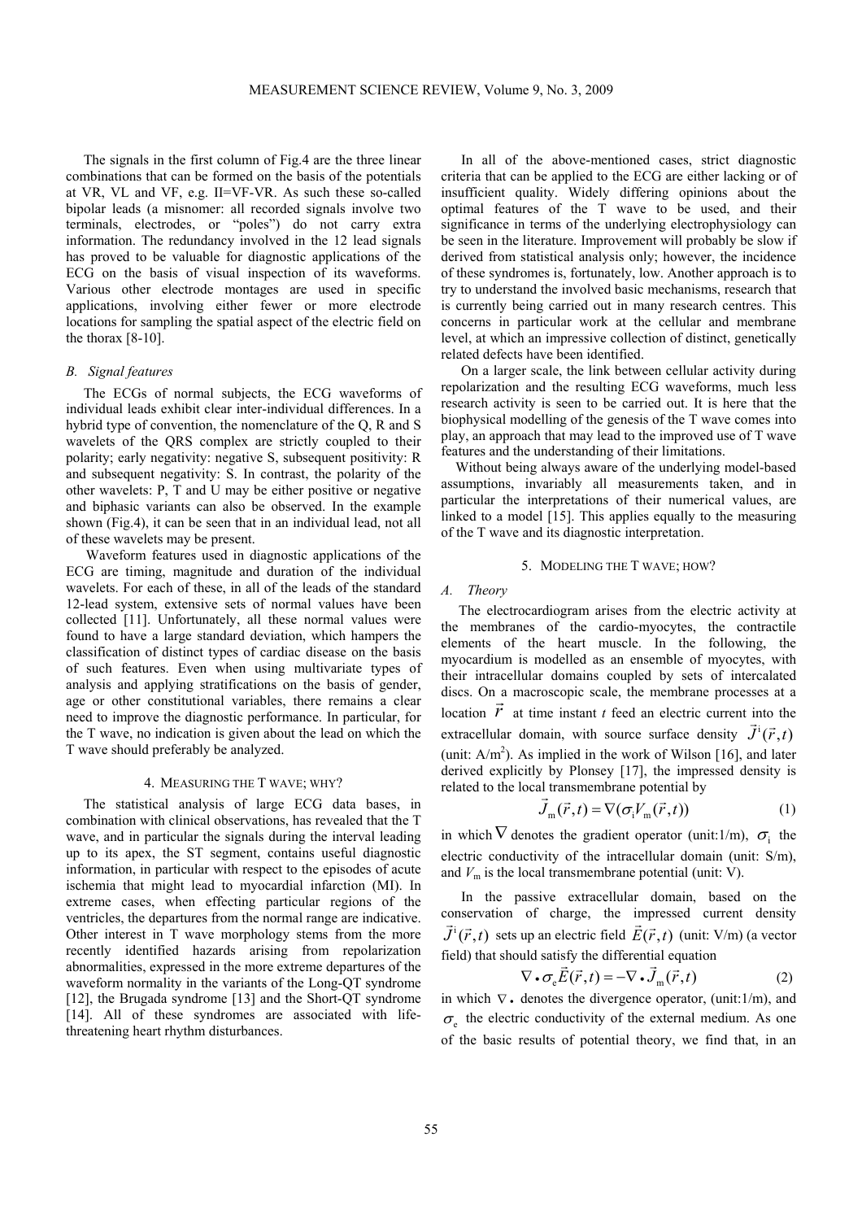The signals in the first column of Fig.4 are the three linear combinations that can be formed on the basis of the potentials at VR, VL and VF, e.g. II=VF-VR. As such these so-called bipolar leads (a misnomer: all recorded signals involve two terminals, electrodes, or "poles") do not carry extra information. The redundancy involved in the 12 lead signals has proved to be valuable for diagnostic applications of the ECG on the basis of visual inspection of its waveforms. Various other electrode montages are used in specific applications, involving either fewer or more electrode locations for sampling the spatial aspect of the electric field on the thorax [8-10].

### *B. Signal features*

The ECGs of normal subjects, the ECG waveforms of individual leads exhibit clear inter-individual differences. In a hybrid type of convention, the nomenclature of the Q, R and S wavelets of the QRS complex are strictly coupled to their polarity; early negativity: negative S, subsequent positivity: R and subsequent negativity: S. In contrast, the polarity of the other wavelets: P, T and U may be either positive or negative and biphasic variants can also be observed. In the example shown (Fig.4), it can be seen that in an individual lead, not all of these wavelets may be present.

Waveform features used in diagnostic applications of the ECG are timing, magnitude and duration of the individual wavelets. For each of these, in all of the leads of the standard 12-lead system, extensive sets of normal values have been collected [11]. Unfortunately, all these normal values were found to have a large standard deviation, which hampers the classification of distinct types of cardiac disease on the basis of such features. Even when using multivariate types of analysis and applying stratifications on the basis of gender, age or other constitutional variables, there remains a clear need to improve the diagnostic performance. In particular, for the T wave, no indication is given about the lead on which the T wave should preferably be analyzed.

## 4. MEASURING THE T WAVE; WHY?

The statistical analysis of large ECG data bases, in combination with clinical observations, has revealed that the T wave, and in particular the signals during the interval leading up to its apex, the ST segment, contains useful diagnostic information, in particular with respect to the episodes of acute ischemia that might lead to myocardial infarction (MI). In extreme cases, when effecting particular regions of the ventricles, the departures from the normal range are indicative. Other interest in T wave morphology stems from the more recently identified hazards arising from repolarization abnormalities, expressed in the more extreme departures of the waveform normality in the variants of the Long-QT syndrome [12], the Brugada syndrome [13] and the Short-QT syndrome [14]. All of these syndromes are associated with life-threatening heart rhythm disturbances.

In all of the above-mentioned cases, strict diagnostic criteria that can be applied to the ECG are either lacking or of insufficient quality. Widely differing opinions about the optimal features of the T wave to be used, and their significance in terms of the underlying electrophysiology can be seen in the literature. Improvement will probably be slow if derived from statistical analysis only; however, the incidence of these syndromes is, fortunately, low. Another approach is to try to understand the involved basic mechanisms, research that is currently being carried out in many research centres. This concerns in particular work at the cellular and membrane level, at which an impressive collection of distinct, genetically related defects have been identified.

On a larger scale, the link between cellular activity during repolarization and the resulting ECG waveforms, much less research activity is seen to be carried out. It is here that the biophysical modelling of the genesis of the T wave comes into play, an approach that may lead to the improved use of T wave features and the understanding of their limitations.

Without being always aware of the underlying model-based assumptions, invariably all measurements taken, and in particular the interpretations of their numerical values, are linked to a model [15]. This applies equally to the measuring of the T wave and its diagnostic interpretation.

## 5. MODELING THE T WAVE; HOW?

### *A. Theory*

The electrocardiogram arises from the electric activity at the membranes of the cardio-myocytes, the contractile elements of the heart muscle. In the following, the myocardium is modelled as an ensemble of myocytes, with their intracellular domains coupled by sets of intercalated discs. On a macroscopic scale, the membrane processes at a location $\vec{r}$ at time instant *t* feed an electric current into the extracellular domain, with source surface density $\vec{J}^{\mathrm{i}}(\vec{r},t)$ (unit: A/m$^2$). As implied in the work of Wilson [16], and later derived explicitly by Plonsey [17], the impressed density is related to the local transmembrane potential by

$$\vec{J}_{\mathrm{m}}(\vec{r},t) = \nabla(\sigma_{\mathrm{i}} V_{\mathrm{m}}(\vec{r},t)) \tag{1}$$

in which $\nabla$ denotes the gradient operator (unit:1/m), $\sigma_{\mathrm{i}}$ the electric conductivity of the intracellular domain (unit: S/m), and $V_{\mathrm{m}}$ is the local transmembrane potential (unit: V).

In the passive extracellular domain, based on the conservation of charge, the impressed current density $\vec{J}^{\mathrm{i}}(\vec{r},t)$ sets up an electric field $\vec{E}(\vec{r},t)$ (unit: V/m) (a vector field) that should satisfy the differential equation

$$\nabla \bullet \sigma_{\mathrm{e}} \vec{E}(\vec{r},t) = -\nabla \bullet \vec{J}_{\mathrm{m}}(\vec{r},t) \tag{2}$$

in which $\nabla \bullet$ denotes the divergence operator, (unit:1/m), and $\sigma_{\mathrm{e}}$ the electric conductivity of the external medium. As one of the basic results of potential theory, we find that, in an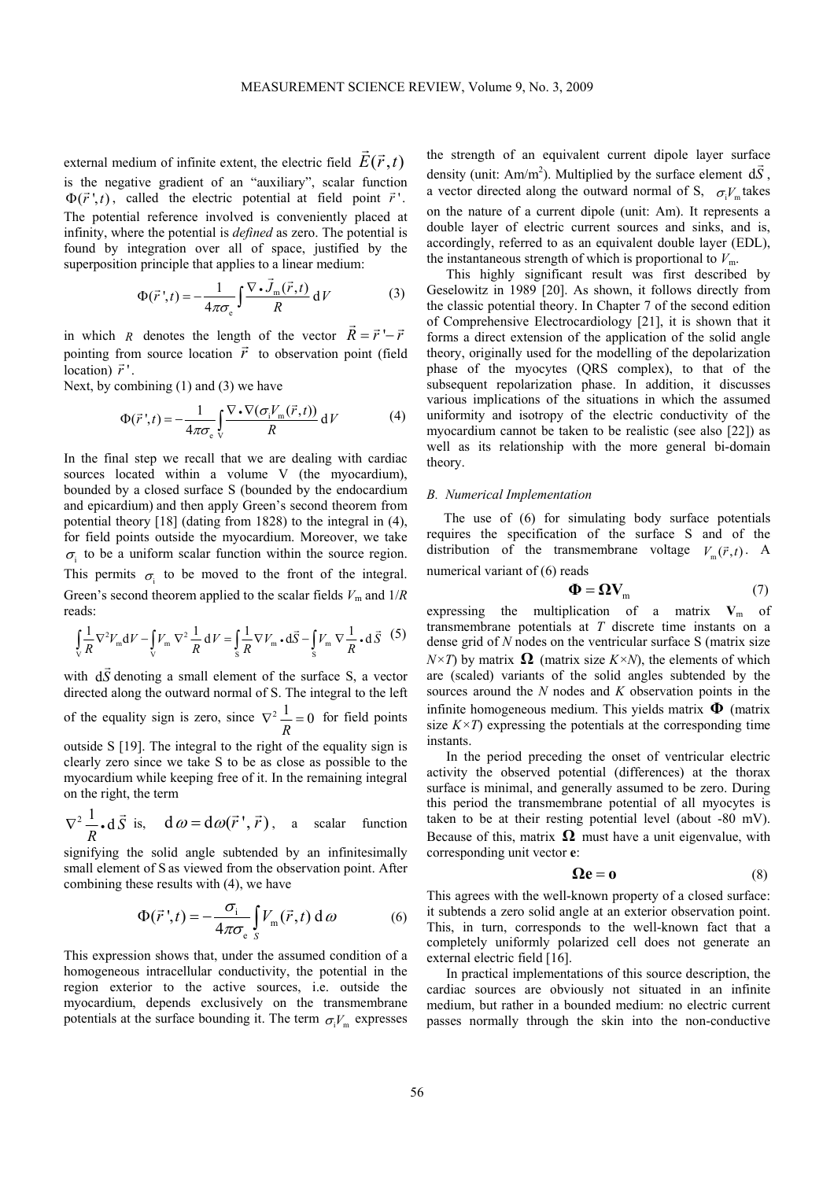external medium of infinite extent, the electric field $\vec{E}(\vec{r},t)$ is the negative gradient of an "auxiliary", scalar function $\Phi(\vec{r}\,',t)$, called the electric potential at field point $\vec{r}\,'$. The potential reference involved is conveniently placed at infinity, where the potential is *defined* as zero. The potential is found by integration over all of space, justified by the superposition principle that applies to a linear medium:

$$\Phi(\vec{r}\,',t) = -\frac{1}{4\pi\sigma_{\mathrm{e}}}\int \frac{\nabla\bullet\vec{J}_{\mathrm{m}}(\vec{r},t)}{R}\,\mathrm{d}V \tag{3}$$

in which $R$ denotes the length of the vector $\vec{R} = \vec{r}\,' - \vec{r}$ pointing from source location $\vec{r}$ to observation point (field location) $\vec{r}\,'$.

Next, by combining (1) and (3) we have

$$\Phi(\vec{r}\,',t) = -\frac{1}{4\pi\sigma_{\mathrm{e}}}\int_{\mathrm{V}} \frac{\nabla\bullet\nabla(\sigma_{\mathrm{i}}V_{\mathrm{m}}(\vec{r},t))}{R}\,\mathrm{d}V \tag{4}$$

In the final step we recall that we are dealing with cardiac sources located within a volume V (the myocardium), bounded by a closed surface S (bounded by the endocardium and epicardium) and then apply Green's second theorem from potential theory [18] (dating from 1828) to the integral in (4), for field points outside the myocardium. Moreover, we take $\sigma_{\mathrm{i}}$ to be a uniform scalar function within the source region. This permits $\sigma_{\mathrm{i}}$ to be moved to the front of the integral. Green's second theorem applied to the scalar fields $V_{\mathrm{m}}$ and $1/R$ reads:

$$\int_{\mathrm{V}}\frac{1}{R}\nabla^2 V_{\mathrm{m}}\mathrm{d}V - \int_{\mathrm{V}} V_{\mathrm{m}}\,\nabla^2\frac{1}{R}\,\mathrm{d}V = \int_{\mathrm{S}}\frac{1}{R}\nabla V_{\mathrm{m}}\bullet\mathrm{d}\vec{S} - \int_{\mathrm{S}} V_{\mathrm{m}}\,\nabla\frac{1}{R}\bullet\mathrm{d}\vec{S} \tag{5}$$

with $\mathrm{d}\vec{S}$ denoting a small element of the surface S, a vector directed along the outward normal of S. The integral to the left of the equality sign is zero, since $\nabla^2\frac{1}{R} = 0$ for field points outside S [19]. The integral to the right of the equality sign is clearly zero since we take S to be as close as possible to the myocardium while keeping free of it. In the remaining integral on the right, the term

$\nabla^2\frac{1}{R}\bullet\mathrm{d}\vec{S}$ is, $\mathrm{d}\,\omega = \mathrm{d}\omega(\vec{r}\,',\vec{r})$, a scalar function signifying the solid angle subtended by an infinitesimally small element of S as viewed from the observation point. After combining these results with (4), we have

$$\Phi(\vec{r}\,',t) = -\frac{\sigma_{\mathrm{i}}}{4\pi\sigma_{\mathrm{e}}}\int_{S} V_{\mathrm{m}}(\vec{r},t)\,\mathrm{d}\,\omega \tag{6}$$

This expression shows that, under the assumed condition of a homogeneous intracellular conductivity, the potential in the region exterior to the active sources, i.e. outside the myocardium, depends exclusively on the transmembrane potentials at the surface bounding it. The term $\sigma_{\mathrm{i}}V_{\mathrm{m}}$ expresses the strength of an equivalent current dipole layer surface density (unit: Am/m$^2$). Multiplied by the surface element $\mathrm{d}\vec{S}$, a vector directed along the outward normal of S, $\sigma_{\mathrm{i}}V_{\mathrm{m}}$ takes on the nature of a current dipole (unit: Am). It represents a double layer of electric current sources and sinks, and is, accordingly, referred to as an equivalent double layer (EDL), the instantaneous strength of which is proportional to $V_{\mathrm{m}}$.

This highly significant result was first described by Geselowitz in 1989 [20]. As shown, it follows directly from the classic potential theory. In Chapter 7 of the second edition of Comprehensive Electrocardiology [21], it is shown that it forms a direct extension of the application of the solid angle theory, originally used for the modelling of the depolarization phase of the myocytes (QRS complex), to that of the subsequent repolarization phase. In addition, it discusses various implications of the situations in which the assumed uniformity and isotropy of the electric conductivity of the myocardium cannot be taken to be realistic (see also [22]) as well as its relationship with the more general bi-domain theory.

### *B. Numerical Implementation*

The use of (6) for simulating body surface potentials requires the specification of the surface S and of the distribution of the transmembrane voltage $V_{\mathrm{m}}(\vec{r},t)$. A numerical variant of (6) reads

$$\mathbf{\Phi} = \mathbf{\Omega}\mathbf{V}_{\mathrm{m}} \tag{7}$$

expressing the multiplication of a matrix $\mathbf{V}_{\mathrm{m}}$ of transmembrane potentials at $T$ discrete time instants on a dense grid of $N$ nodes on the ventricular surface S (matrix size $N\times T$) by matrix $\mathbf{\Omega}$ (matrix size $K\times N$), the elements of which are (scaled) variants of the solid angles subtended by the sources around the $N$ nodes and $K$ observation points in the infinite homogeneous medium. This yields matrix $\mathbf{\Phi}$ (matrix size $K\times T$) expressing the potentials at the corresponding time instants.

In the period preceding the onset of ventricular electric activity the observed potential (differences) at the thorax surface is minimal, and generally assumed to be zero. During this period the transmembrane potential of all myocytes is taken to be at their resting potential level (about -80 mV). Because of this, matrix $\mathbf{\Omega}$ must have a unit eigenvalue, with corresponding unit vector $\mathbf{e}$:

$$\mathbf{\Omega}\mathbf{e} = \mathbf{o} \tag{8}$$

This agrees with the well-known property of a closed surface: it subtends a zero solid angle at an exterior observation point. This, in turn, corresponds to the well-known fact that a completely uniformly polarized cell does not generate an external electric field [16].

In practical implementations of this source description, the cardiac sources are obviously not situated in an infinite medium, but rather in a bounded medium: no electric current passes normally through the skin into the non-conductive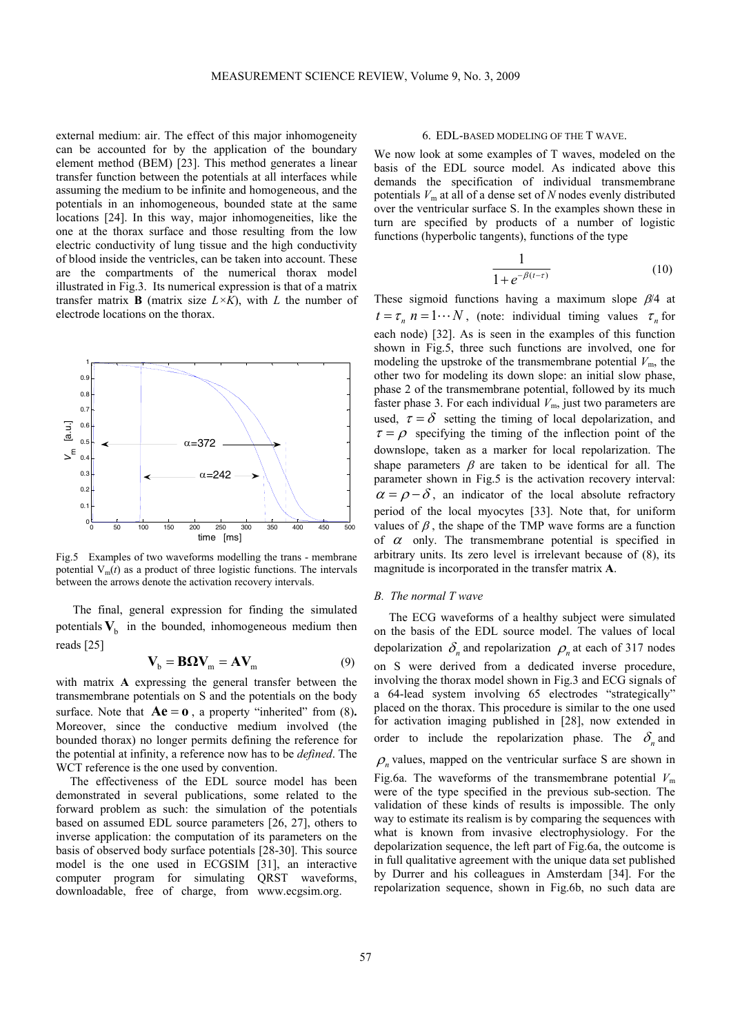external medium: air. The effect of this major inhomogeneity can be accounted for by the application of the boundary element method (BEM) [23]. This method generates a linear transfer function between the potentials at all interfaces while assuming the medium to be infinite and homogeneous, and the potentials in an inhomogeneous, bounded state at the same locations [24]. In this way, major inhomogeneities, like the one at the thorax surface and those resulting from the low electric conductivity of lung tissue and the high conductivity of blood inside the ventricles, can be taken into account. These are the compartments of the numerical thorax model illustrated in Fig.3. Its numerical expression is that of a matrix transfer matrix **B** (matrix size $L \times K$), with $L$ the number of electrode locations on the thorax.

Fig.5 Examples of two waveforms modelling the trans - membrane potential $V_m(t)$ as a product of three logistic functions. The intervals between the arrows denote the activation recovery intervals.

The final, general expression for finding the simulated potentials $\mathbf{V}_b$ in the bounded, inhomogeneous medium then reads [25]

$$\mathbf{V}_b = \mathbf{B\Omega V}_m = \mathbf{AV}_m \tag{9}$$

with matrix **A** expressing the general transfer between the transmembrane potentials on S and the potentials on the body surface. Note that $\mathbf{Ae} = \mathbf{o}$, a property "inherited" from (8)**.** Moreover, since the conductive medium involved (the bounded thorax) no longer permits defining the reference for the potential at infinity, a reference now has to be *defined*. The WCT reference is the one used by convention.

The effectiveness of the EDL source model has been demonstrated in several publications, some related to the forward problem as such: the simulation of the potentials based on assumed EDL source parameters [26, 27], others to inverse application: the computation of its parameters on the basis of observed body surface potentials [28-30]. This source model is the one used in ECGSIM [31], an interactive computer program for simulating QRST waveforms, downloadable, free of charge, from www.ecgsim.org.

## 6. EDL-BASED MODELING OF THE T WAVE.

We now look at some examples of T waves, modeled on the basis of the EDL source model. As indicated above this demands the specification of individual transmembrane potentials $V_m$ at all of a dense set of $N$ nodes evenly distributed over the ventricular surface S. In the examples shown these in turn are specified by products of a number of logistic functions (hyperbolic tangents), functions of the type

$$\frac{1}{1+e^{-\beta(t-\tau)}} \tag{10}$$

These sigmoid functions having a maximum slope $\beta/4$ at $t = \tau_n$ $n = 1 \cdots N$, (note: individual timing values $\tau_n$ for each node) [32]. As is seen in the examples of this function shown in Fig.5, three such functions are involved, one for modeling the upstroke of the transmembrane potential $V_m$, the other two for modeling its down slope: an initial slow phase, phase 2 of the transmembrane potential, followed by its much faster phase 3. For each individual $V_m$, just two parameters are used, $\tau = \delta$ setting the timing of local depolarization, and $\tau = \rho$ specifying the timing of the inflection point of the downslope, taken as a marker for local repolarization. The shape parameters $\beta$ are taken to be identical for all. The parameter shown in Fig.5 is the activation recovery interval: $\alpha = \rho - \delta$, an indicator of the local absolute refractory period of the local myocytes [33]. Note that, for uniform values of $\beta$, the shape of the TMP wave forms are a function of $\alpha$ only. The transmembrane potential is specified in arbitrary units. Its zero level is irrelevant because of (8), its magnitude is incorporated in the transfer matrix **A**.

### *B. The normal T wave*

The ECG waveforms of a healthy subject were simulated on the basis of the EDL source model. The values of local depolarization $\delta_n$ and repolarization $\rho_n$ at each of 317 nodes on S were derived from a dedicated inverse procedure, involving the thorax model shown in Fig.3 and ECG signals of a 64-lead system involving 65 electrodes "strategically" placed on the thorax. This procedure is similar to the one used for activation imaging published in [28], now extended in order to include the repolarization phase. The $\delta_n$ and $\rho_n$ values, mapped on the ventricular surface S are shown in Fig.6a. The waveforms of the transmembrane potential $V_m$ were of the type specified in the previous sub-section. The validation of these kinds of results is impossible. The only way to estimate its realism is by comparing the sequences with what is known from invasive electrophysiology. For the depolarization sequence, the left part of Fig.6a, the outcome is in full qualitative agreement with the unique data set published by Durrer and his colleagues in Amsterdam [34]. For the repolarization sequence, shown in Fig.6b, no such data are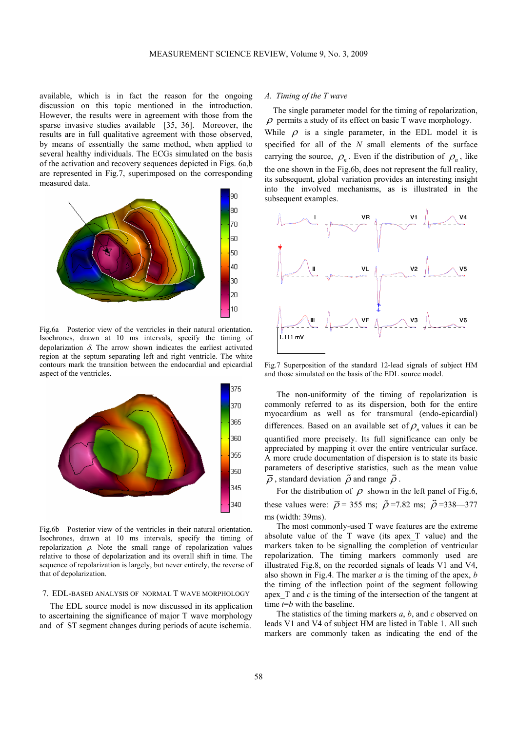available, which is in fact the reason for the ongoing discussion on this topic mentioned in the introduction. However, the results were in agreement with those from the sparse invasive studies available [35, 36]. Moreover, the results are in full qualitative agreement with those observed, by means of essentially the same method, when applied to several healthy individuals. The ECGs simulated on the basis of the activation and recovery sequences depicted in Figs. 6a,b are represented in Fig.7, superimposed on the corresponding measured data.

Fig.6a Posterior view of the ventricles in their natural orientation. Isochrones, drawn at 10 ms intervals, specify the timing of depolarization $\delta$. The arrow shown indicates the earliest activated region at the septum separating left and right ventricle. The white contours mark the transition between the endocardial and epicardial aspect of the ventricles.

Fig.6b Posterior view of the ventricles in their natural orientation. Isochrones, drawn at 10 ms intervals, specify the timing of repolarization $\rho$. Note the small range of repolarization values relative to those of depolarization and its overall shift in time. The sequence of repolarization is largely, but never entirely, the reverse of that of depolarization.

## 7. EDL-BASED ANALYSIS OF NORMAL T WAVE MORPHOLOGY

The EDL source model is now discussed in its application to ascertaining the significance of major T wave morphology and of ST segment changes during periods of acute ischemia.

### A. *Timing of the T wave*

The single parameter model for the timing of repolarization, $\rho$ permits a study of its effect on basic T wave morphology. While $\rho$ is a single parameter, in the EDL model it is specified for all of the $N$ small elements of the surface carrying the source, $\rho_n$. Even if the distribution of $\rho_n$, like the one shown in the Fig.6b, does not represent the full reality, its subsequent, global variation provides an interesting insight into the involved mechanisms, as is illustrated in the subsequent examples.

Fig.7 Superposition of the standard 12-lead signals of subject HM and those simulated on the basis of the EDL source model.

The non-uniformity of the timing of repolarization is commonly referred to as its dispersion, both for the entire myocardium as well as for transmural (endo-epicardial) differences. Based on an available set of $\rho_n$ values it can be quantified more precisely. Its full significance can only be appreciated by mapping it over the entire ventricular surface. A more crude documentation of dispersion is to state its basic parameters of descriptive statistics, such as the mean value $\bar{\rho}$, standard deviation $\tilde{\rho}$ and range $\ddot{\rho}$.

For the distribution of $\rho$ shown in the left panel of Fig.6, these values were: $\bar{\rho}$ = 355 ms; $\tilde{\rho}$ =7.82 ms; $\ddot{\rho}$ =338—377 ms (width: 39ms).

The most commonly-used T wave features are the extreme absolute value of the T wave (its apex_T value) and the markers taken to be signalling the completion of ventricular repolarization. The timing markers commonly used are illustrated Fig.8, on the recorded signals of leads V1 and V4, also shown in Fig.4. The marker $a$ is the timing of the apex, $b$ the timing of the inflection point of the segment following apex_T and $c$ is the timing of the intersection of the tangent at time $t$=$b$ with the baseline.

The statistics of the timing markers $a$, $b$, and $c$ observed on leads V1 and V4 of subject HM are listed in Table 1. All such markers are commonly taken as indicating the end of the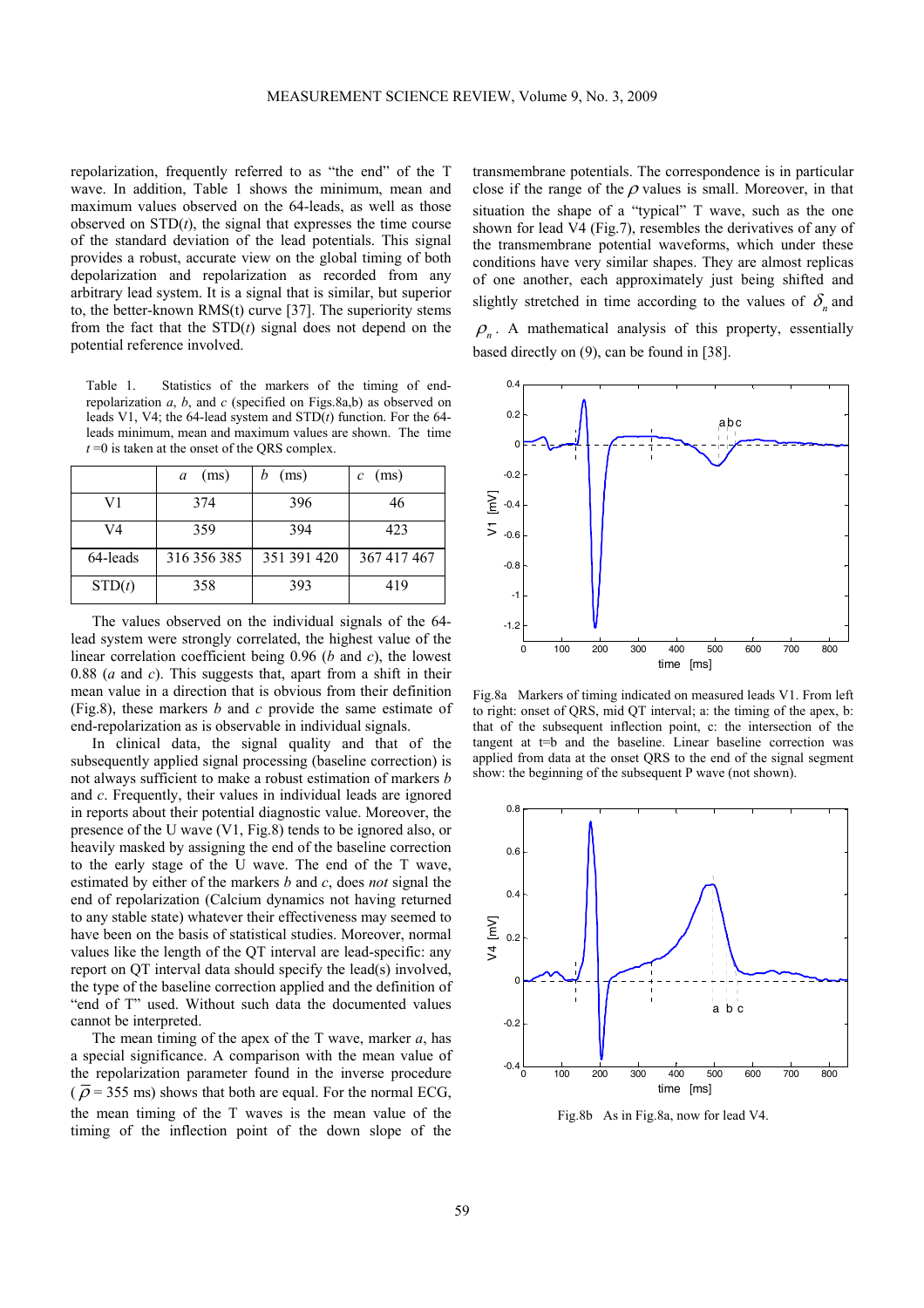repolarization, frequently referred to as "the end" of the T wave. In addition, Table 1 shows the minimum, mean and maximum values observed on the 64-leads, as well as those observed on STD($t$), the signal that expresses the time course of the standard deviation of the lead potentials. This signal provides a robust, accurate view on the global timing of both depolarization and repolarization as recorded from any arbitrary lead system. It is a signal that is similar, but superior to, the better-known RMS(t) curve [37]. The superiority stems from the fact that the STD($t$) signal does not depend on the potential reference involved.

Table 1. Statistics of the markers of the timing of end-repolarization $a$, $b$, and $c$ (specified on Figs.8a,b) as observed on leads V1, V4; the 64-lead system and STD($t$) function. For the 64-leads minimum, mean and maximum values are shown. The time $t$ =0 is taken at the onset of the QRS complex.

| | $a$ (ms) | $b$ (ms) | $c$ (ms) |
|---|---|---|---|
| V1 | 374 | 396 | 46 |
| V4 | 359 | 394 | 423 |
| 64-leads | 316 356 385 | 351 391 420 | 367 417 467 |
| STD($t$) | 358 | 393 | 419 |

The values observed on the individual signals of the 64-lead system were strongly correlated, the highest value of the linear correlation coefficient being 0.96 ($b$ and $c$), the lowest 0.88 ($a$ and $c$). This suggests that, apart from a shift in their mean value in a direction that is obvious from their definition (Fig.8), these markers $b$ and $c$ provide the same estimate of end-repolarization as is observable in individual signals.

In clinical data, the signal quality and that of the subsequently applied signal processing (baseline correction) is not always sufficient to make a robust estimation of markers $b$ and $c$. Frequently, their values in individual leads are ignored in reports about their potential diagnostic value. Moreover, the presence of the U wave (V1, Fig.8) tends to be ignored also, or heavily masked by assigning the end of the baseline correction to the early stage of the U wave. The end of the T wave, estimated by either of the markers $b$ and $c$, does *not* signal the end of repolarization (Calcium dynamics not having returned to any stable state) whatever their effectiveness may seemed to have been on the basis of statistical studies. Moreover, normal values like the length of the QT interval are lead-specific: any report on QT interval data should specify the lead(s) involved, the type of the baseline correction applied and the definition of "end of T" used. Without such data the documented values cannot be interpreted.

The mean timing of the apex of the T wave, marker $a$, has a special significance. A comparison with the mean value of the repolarization parameter found in the inverse procedure ($\bar{\rho}$ = 355 ms) shows that both are equal. For the normal ECG, the mean timing of the T waves is the mean value of the timing of the inflection point of the down slope of the transmembrane potentials. The correspondence is in particular close if the range of the $\rho$ values is small. Moreover, in that situation the shape of a "typical" T wave, such as the one shown for lead V4 (Fig.7), resembles the derivatives of any of the transmembrane potential waveforms, which under these conditions have very similar shapes. They are almost replicas of one another, each approximately just being shifted and slightly stretched in time according to the values of $\delta_n$ and $\rho_n$. A mathematical analysis of this property, essentially based directly on (9), can be found in [38].

Fig.8a Markers of timing indicated on measured leads V1. From left to right: onset of QRS, mid QT interval; a: the timing of the apex, b: that of the subsequent inflection point, c: the intersection of the tangent at t=b and the baseline. Linear baseline correction was applied from data at the onset QRS to the end of the signal segment show: the beginning of the subsequent P wave (not shown).

Fig.8b As in Fig.8a, now for lead V4.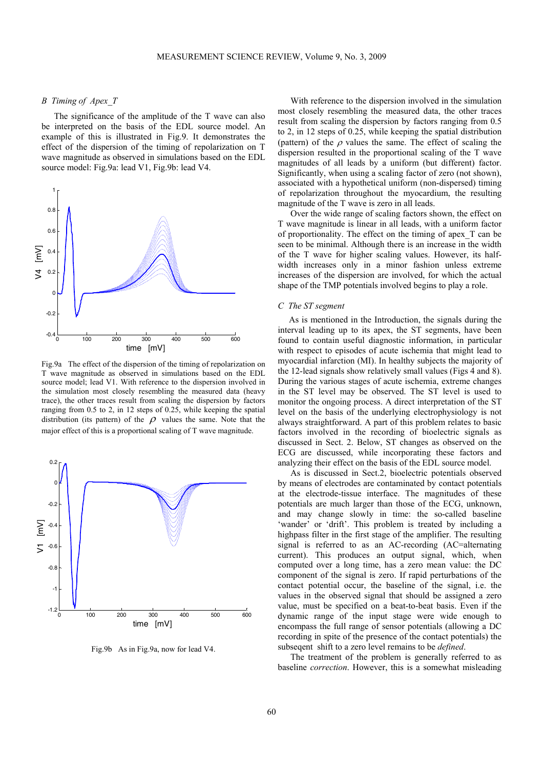### B Timing of Apex_T

The significance of the amplitude of the T wave can also be interpreted on the basis of the EDL source model. An example of this is illustrated in Fig.9. It demonstrates the effect of the dispersion of the timing of repolarization on T wave magnitude as observed in simulations based on the EDL source model: Fig.9a: lead V1, Fig.9b: lead V4.

Fig.9a The effect of the dispersion of the timing of repolarization on T wave magnitude as observed in simulations based on the EDL source model; lead V1. With reference to the dispersion involved in the simulation most closely resembling the measured data (heavy trace), the other traces result from scaling the dispersion by factors ranging from 0.5 to 2, in 12 steps of 0.25, while keeping the spatial distribution (its pattern) of the $\rho$ values the same. Note that the major effect of this is a proportional scaling of T wave magnitude.

Fig.9b As in Fig.9a, now for lead V4.

With reference to the dispersion involved in the simulation most closely resembling the measured data, the other traces result from scaling the dispersion by factors ranging from 0.5 to 2, in 12 steps of 0.25, while keeping the spatial distribution (pattern) of the $\rho$ values the same. The effect of scaling the dispersion resulted in the proportional scaling of the T wave magnitudes of all leads by a uniform (but different) factor. Significantly, when using a scaling factor of zero (not shown), associated with a hypothetical uniform (non-dispersed) timing of repolarization throughout the myocardium, the resulting magnitude of the T wave is zero in all leads.

Over the wide range of scaling factors shown, the effect on T wave magnitude is linear in all leads, with a uniform factor of proportionality. The effect on the timing of apex_T can be seen to be minimal. Although there is an increase in the width of the T wave for higher scaling values. However, its half-width increases only in a minor fashion unless extreme increases of the dispersion are involved, for which the actual shape of the TMP potentials involved begins to play a role.

### C The ST segment

As is mentioned in the Introduction, the signals during the interval leading up to its apex, the ST segments, have been found to contain useful diagnostic information, in particular with respect to episodes of acute ischemia that might lead to myocardial infarction (MI). In healthy subjects the majority of the 12-lead signals show relatively small values (Figs 4 and 8). During the various stages of acute ischemia, extreme changes in the ST level may be observed. The ST level is used to monitor the ongoing process. A direct interpretation of the ST level on the basis of the underlying electrophysiology is not always straightforward. A part of this problem relates to basic factors involved in the recording of bioelectric signals as discussed in Sect. 2. Below, ST changes as observed on the ECG are discussed, while incorporating these factors and analyzing their effect on the basis of the EDL source model.

As is discussed in Sect.2, bioelectric potentials observed by means of electrodes are contaminated by contact potentials at the electrode-tissue interface. The magnitudes of these potentials are much larger than those of the ECG, unknown, and may change slowly in time: the so-called baseline 'wander' or 'drift'. This problem is treated by including a highpass filter in the first stage of the amplifier. The resulting signal is referred to as an AC-recording (AC=alternating current). This produces an output signal, which, when computed over a long time, has a zero mean value: the DC component of the signal is zero. If rapid perturbations of the contact potential occur, the baseline of the signal, i.e. the values in the observed signal that should be assigned a zero value, must be specified on a beat-to-beat basis. Even if the dynamic range of the input stage were wide enough to encompass the full range of sensor potentials (allowing a DC recording in spite of the presence of the contact potentials) the subseqent shift to a zero level remains to be *defined*.

The treatment of the problem is generally referred to as baseline *correction*. However, this is a somewhat misleading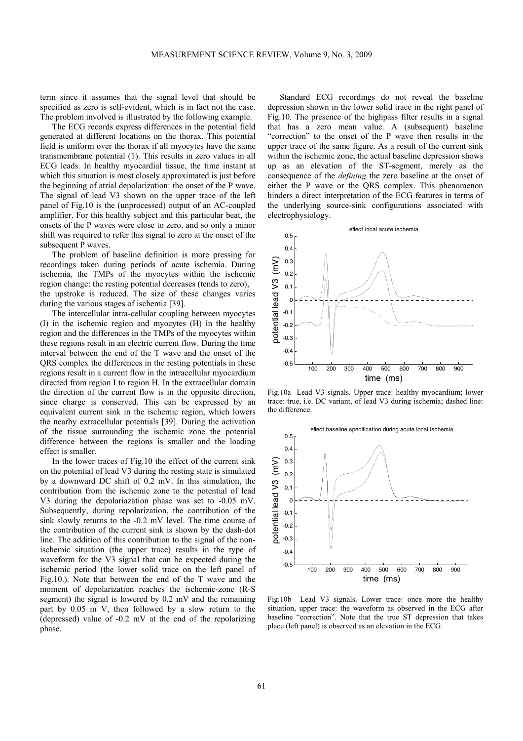term since it assumes that the signal level that should be specified as zero is self-evident, which is in fact not the case. The problem involved is illustrated by the following example.

The ECG records express differences in the potential field generated at different locations on the thorax. This potential field is uniform over the thorax if all myocytes have the same transmembrane potential (1). This results in zero values in all ECG leads. In healthy myocardial tissue, the time instant at which this situation is most closely approximated is just before the beginning of atrial depolarization: the onset of the P wave. The signal of lead V3 shown on the upper trace of the left panel of Fig.10 is the (unprocessed) output of an AC-coupled amplifier. For this healthy subject and this particular beat, the onsets of the P waves were close to zero, and so only a minor shift was required to refer this signal to zero at the onset of the subsequent P waves.

The problem of baseline definition is more pressing for recordings taken during periods of acute ischemia. During ischemia, the TMPs of the myocytes within the ischemic region change: the resting potential decreases (tends to zero), the upstroke is reduced. The size of these changes varies during the various stages of ischemia [39].

The intercellular intra-cellular coupling between myocytes (I) in the ischemic region and myocytes (H) in the healthy region and the differences in the TMPs of the myocytes within these regions result in an electric current flow. During the time interval between the end of the T wave and the onset of the QRS complex the differences in the resting potentials in these regions result in a current flow in the intracellular myocardium directed from region I to region H. In the extracellular domain the direction of the current flow is in the opposite direction, since charge is conserved. This can be expressed by an equivalent current sink in the ischemic region, which lowers the nearby extracellular potentials [39]. During the activation of the tissue surrounding the ischemic zone the potential difference between the regions is smaller and the loading effect is smaller.

In the lower traces of Fig.10 the effect of the current sink on the potential of lead V3 during the resting state is simulated by a downward DC shift of 0.2 mV. In this simulation, the contribution from the ischemic zone to the potential of lead V3 during the depolariazation phase was set to -0.05 mV. Subsequently, during repolarization, the contribution of the sink slowly returns to the -0.2 mV level. The time course of the contribution of the current sink is shown by the dash-dot line. The addition of this contribution to the signal of the non-ischemic situation (the upper trace) results in the type of waveform for the V3 signal that can be expected during the ischemic period (the lower solid trace on the left panel of Fig.10.). Note that between the end of the T wave and the moment of depolarization reaches the ischemic-zone (R-S segment) the signal is lowered by 0.2 mV and the remaining part by 0.05 m V, then followed by a slow return to the (depressed) value of -0.2 mV at the end of the repolarizing phase.

Standard ECG recordings do not reveal the baseline depression shown in the lower solid trace in the right panel of Fig.10. The presence of the highpass filter results in a signal that has a zero mean value. A (subsequent) baseline "correction" to the onset of the P wave then results in the upper trace of the same figure. As a result of the current sink within the ischemic zone, the actual baseline depression shows up as an elevation of the ST-segment, merely as the consequence of the *defining* the zero baseline at the onset of either the P wave or the QRS complex. This phenomenon hinders a direct interpretation of the ECG features in terms of the underlying source-sink configurations associated with electrophysiology.

Fig.10a Lead V3 signals. Upper trace: healthy myocardium; lower trace: true, i.e. DC variant, of lead V3 during ischemia; dashed line: the difference.

Fig.10b Lead V3 signals. Lower trace: once more the healthy situation, upper trace: the waveform as observed in the ECG after baseline "correction". Note that the true ST depression that takes place (left panel) is observed as an elevation in the ECG.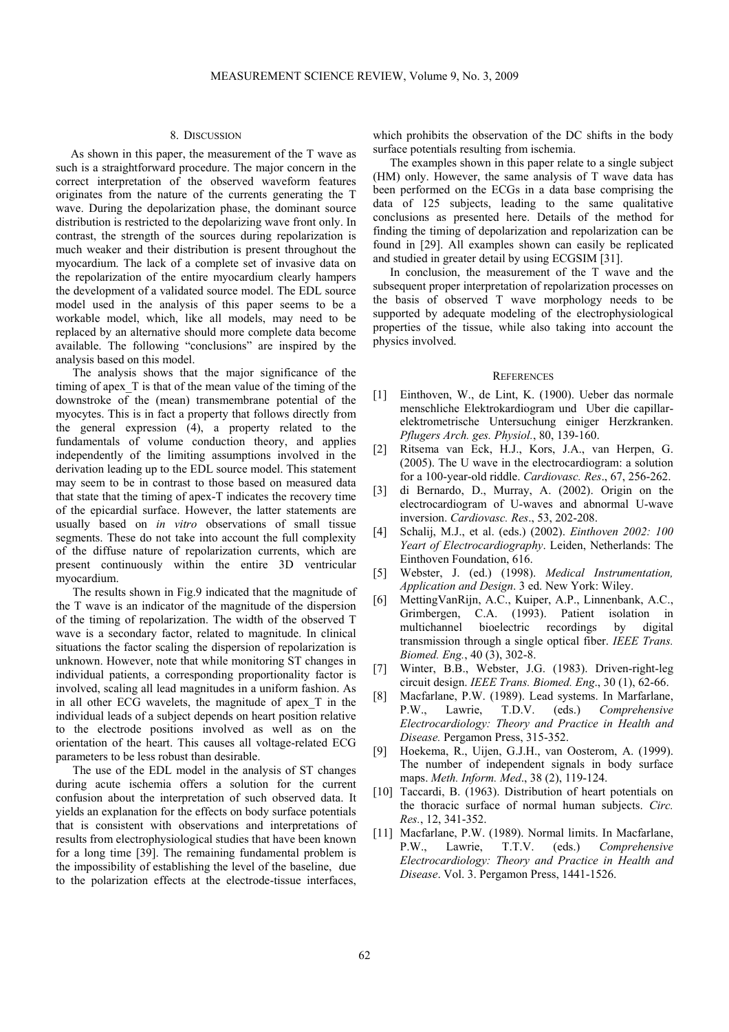## 8. DISCUSSION

As shown in this paper, the measurement of the T wave as such is a straightforward procedure. The major concern in the correct interpretation of the observed waveform features originates from the nature of the currents generating the T wave. During the depolarization phase, the dominant source distribution is restricted to the depolarizing wave front only. In contrast, the strength of the sources during repolarization is much weaker and their distribution is present throughout the myocardium. The lack of a complete set of invasive data on the repolarization of the entire myocardium clearly hampers the development of a validated source model. The EDL source model used in the analysis of this paper seems to be a workable model, which, like all models, may need to be replaced by an alternative should more complete data become available. The following "conclusions" are inspired by the analysis based on this model.

The analysis shows that the major significance of the timing of apex_T is that of the mean value of the timing of the downstroke of the (mean) transmembrane potential of the myocytes. This is in fact a property that follows directly from the general expression (4), a property related to the fundamentals of volume conduction theory, and applies independently of the limiting assumptions involved in the derivation leading up to the EDL source model. This statement may seem to be in contrast to those based on measured data that state that the timing of apex-T indicates the recovery time of the epicardial surface. However, the latter statements are usually based on *in vitro* observations of small tissue segments. These do not take into account the full complexity of the diffuse nature of repolarization currents, which are present continuously within the entire 3D ventricular myocardium.

The results shown in Fig.9 indicated that the magnitude of the T wave is an indicator of the magnitude of the dispersion of the timing of repolarization. The width of the observed T wave is a secondary factor, related to magnitude. In clinical situations the factor scaling the dispersion of repolarization is unknown. However, note that while monitoring ST changes in individual patients, a corresponding proportionality factor is involved, scaling all lead magnitudes in a uniform fashion. As in all other ECG wavelets, the magnitude of apex_T in the individual leads of a subject depends on heart position relative to the electrode positions involved as well as on the orientation of the heart. This causes all voltage-related ECG parameters to be less robust than desirable.

The use of the EDL model in the analysis of ST changes during acute ischemia offers a solution for the current confusion about the interpretation of such observed data. It yields an explanation for the effects on body surface potentials that is consistent with observations and interpretations of results from electrophysiological studies that have been known for a long time [39]. The remaining fundamental problem is the impossibility of establishing the level of the baseline, due to the polarization effects at the electrode-tissue interfaces, which prohibits the observation of the DC shifts in the body surface potentials resulting from ischemia.

The examples shown in this paper relate to a single subject (HM) only. However, the same analysis of T wave data has been performed on the ECGs in a data base comprising the data of 125 subjects, leading to the same qualitative conclusions as presented here. Details of the method for finding the timing of depolarization and repolarization can be found in [29]. All examples shown can easily be replicated and studied in greater detail by using ECGSIM [31].

In conclusion, the measurement of the T wave and the subsequent proper interpretation of repolarization processes on the basis of observed T wave morphology needs to be supported by adequate modeling of the electrophysiological properties of the tissue, while also taking into account the physics involved.

## REFERENCES

[1] Einthoven, W., de Lint, K. (1900). Ueber das normale menschliche Elektrokardiogram und Uber die capillar-elektrometrische Untersuchung einiger Herzkranken. *Pflugers Arch. ges. Physiol.*, 80, 139-160.

[2] Ritsema van Eck, H.J., Kors, J.A., van Herpen, G. (2005). The U wave in the electrocardiogram: a solution for a 100-year-old riddle. *Cardiovasc. Res*., 67, 256-262.

[3] di Bernardo, D., Murray, A. (2002). Origin on the electrocardiogram of U-waves and abnormal U-wave inversion. *Cardiovasc. Res*., 53, 202-208.

[4] Schalij, M.J., et al. (eds.) (2002). *Einthoven 2002: 100 Yeart of Electrocardiography*. Leiden, Netherlands: The Einthoven Foundation, 616.

[5] Webster, J. (ed.) (1998). *Medical Instrumentation, Application and Design*. 3 ed. New York: Wiley.

[6] MettingVanRijn, A.C., Kuiper, A.P., Linnenbank, A.C., Grimbergen, C.A. (1993). Patient isolation in multichannel bioelectric recordings by digital transmission through a single optical fiber. *IEEE Trans. Biomed. Eng.*, 40 (3), 302-8.

[7] Winter, B.B., Webster, J.G. (1983). Driven-right-leg circuit design. *IEEE Trans. Biomed. Eng*., 30 (1), 62-66.

[8] Macfarlane, P.W. (1989). Lead systems. In Marfarlane, P.W., Lawrie, T.D.V. (eds.) *Comprehensive Electrocardiology: Theory and Practice in Health and Disease.* Pergamon Press, 315-352.

[9] Hoekema, R., Uijen, G.J.H., van Oosterom, A. (1999). The number of independent signals in body surface maps. *Meth. Inform. Med*., 38 (2), 119-124.

[10] Taccardi, B. (1963). Distribution of heart potentials on the thoracic surface of normal human subjects. *Circ. Res.*, 12, 341-352.

[11] Macfarlane, P.W. (1989). Normal limits. In Macfarlane, P.W., Lawrie, T.T.V. (eds.) *Comprehensive Electrocardiology: Theory and Practice in Health and Disease*. Vol. 3. Pergamon Press, 1441-1526.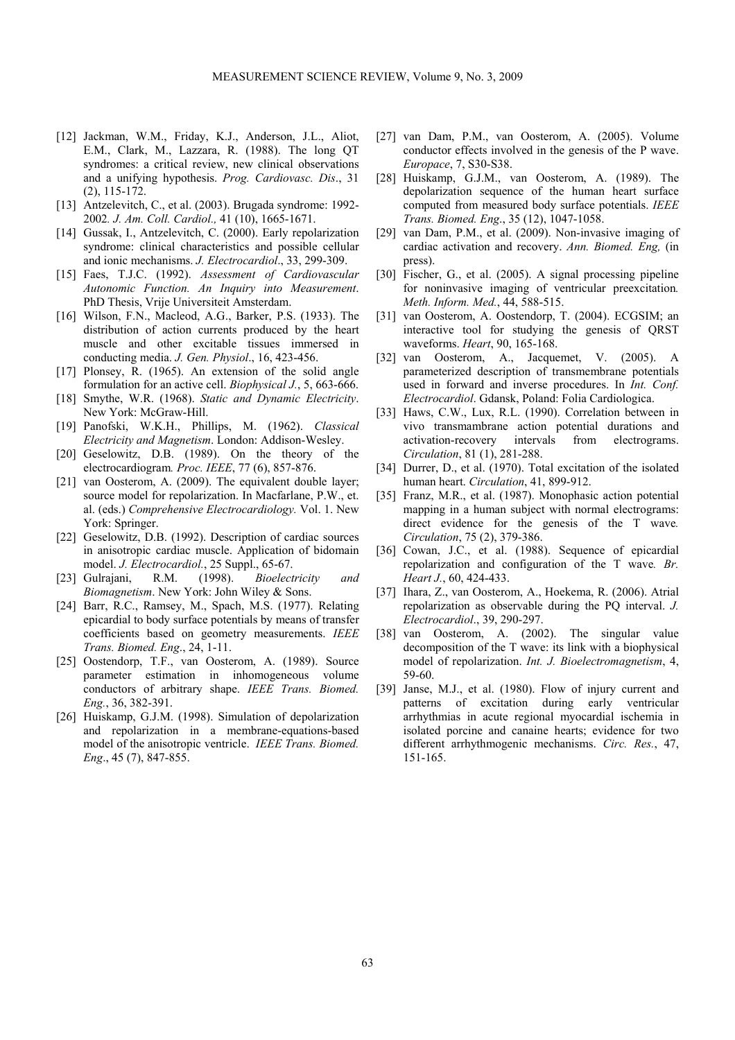[12] Jackman, W.M., Friday, K.J., Anderson, J.L., Aliot, E.M., Clark, M., Lazzara, R. (1988). The long QT syndromes: a critical review, new clinical observations and a unifying hypothesis. *Prog. Cardiovasc. Dis*., 31 (2), 115-172.

[13] Antzelevitch, C., et al. (2003). Brugada syndrome: 1992-2002. *J. Am. Coll. Cardiol.,* 41 (10), 1665-1671.

[14] Gussak, I., Antzelevitch, C. (2000). Early repolarization syndrome: clinical characteristics and possible cellular and ionic mechanisms. *J. Electrocardiol*., 33, 299-309.

[15] Faes, T.J.C. (1992). *Assessment of Cardiovascular Autonomic Function. An Inquiry into Measurement*. PhD Thesis, Vrije Universiteit Amsterdam.

[16] Wilson, F.N., Macleod, A.G., Barker, P.S. (1933). The distribution of action currents produced by the heart muscle and other excitable tissues immersed in conducting media. *J. Gen. Physiol*., 16, 423-456.

[17] Plonsey, R. (1965). An extension of the solid angle formulation for an active cell. *Biophysical J.*, 5, 663-666.

[18] Smythe, W.R. (1968). *Static and Dynamic Electricity*. New York: McGraw-Hill.

[19] Panofski, W.K.H., Phillips, M. (1962). *Classical Electricity and Magnetism*. London: Addison-Wesley.

[20] Geselowitz, D.B. (1989). On the theory of the electrocardiogram*. Proc. IEEE*, 77 (6), 857-876.

[21] van Oosterom, A. (2009). The equivalent double layer; source model for repolarization. In Macfarlane, P.W., et. al. (eds.) *Comprehensive Electrocardiology.* Vol. 1. New York: Springer.

[22] Geselowitz, D.B. (1992). Description of cardiac sources in anisotropic cardiac muscle. Application of bidomain model. *J. Electrocardiol.*, 25 Suppl., 65-67.

[23] Gulrajani, R.M. (1998). *Bioelectricity and Biomagnetism*. New York: John Wiley & Sons.

[24] Barr, R.C., Ramsey, M., Spach, M.S. (1977). Relating epicardial to body surface potentials by means of transfer coefficients based on geometry measurements. *IEEE Trans. Biomed. Eng*., 24, 1-11.

[25] Oostendorp, T.F., van Oosterom, A. (1989). Source parameter estimation in inhomogeneous volume conductors of arbitrary shape. *IEEE Trans. Biomed. Eng.*, 36, 382-391.

[26] Huiskamp, G.J.M. (1998). Simulation of depolarization and repolarization in a membrane-equations-based model of the anisotropic ventricle. *IEEE Trans. Biomed. Eng*., 45 (7), 847-855.

[27] van Dam, P.M., van Oosterom, A. (2005). Volume conductor effects involved in the genesis of the P wave. *Europace*, 7, S30-S38.

[28] Huiskamp, G.J.M., van Oosterom, A. (1989). The depolarization sequence of the human heart surface computed from measured body surface potentials. *IEEE Trans. Biomed. Eng*., 35 (12), 1047-1058.

[29] van Dam, P.M., et al. (2009). Non-invasive imaging of cardiac activation and recovery. *Ann. Biomed. Eng,* (in press).

[30] Fischer, G., et al. (2005). A signal processing pipeline for noninvasive imaging of ventricular preexcitation*. Meth. Inform. Med.*, 44, 588-515.

[31] van Oosterom, A. Oostendorp, T. (2004). ECGSIM; an interactive tool for studying the genesis of QRST waveforms. *Heart*, 90, 165-168.

[32] van Oosterom, A., Jacquemet, V. (2005). A parameterized description of transmembrane potentials used in forward and inverse procedures. In *Int. Conf. Electrocardiol*. Gdansk, Poland: Folia Cardiologica.

[33] Haws, C.W., Lux, R.L. (1990). Correlation between in vivo transmambrane action potential durations and activation-recovery intervals from electrograms. *Circulation*, 81 (1), 281-288.

[34] Durrer, D., et al. (1970). Total excitation of the isolated human heart. *Circulation*, 41, 899-912.

[35] Franz, M.R., et al. (1987). Monophasic action potential mapping in a human subject with normal electrograms: direct evidence for the genesis of the T wave*. Circulation*, 75 (2), 379-386.

[36] Cowan, J.C., et al. (1988). Sequence of epicardial repolarization and configuration of the T wave*. Br. Heart J.*, 60, 424-433.

[37] Ihara, Z., van Oosterom, A., Hoekema, R. (2006). Atrial repolarization as observable during the PQ interval. *J. Electrocardiol*., 39, 290-297.

[38] van Oosterom, A. (2002). The singular value decomposition of the T wave: its link with a biophysical model of repolarization. *Int. J. Bioelectromagnetism*, 4, 59-60.

[39] Janse, M.J., et al. (1980). Flow of injury current and patterns of excitation during early ventricular arrhythmias in acute regional myocardial ischemia in isolated porcine and canaine hearts; evidence for two different arrhythmogenic mechanisms. *Circ. Res.*, 47, 151-165.